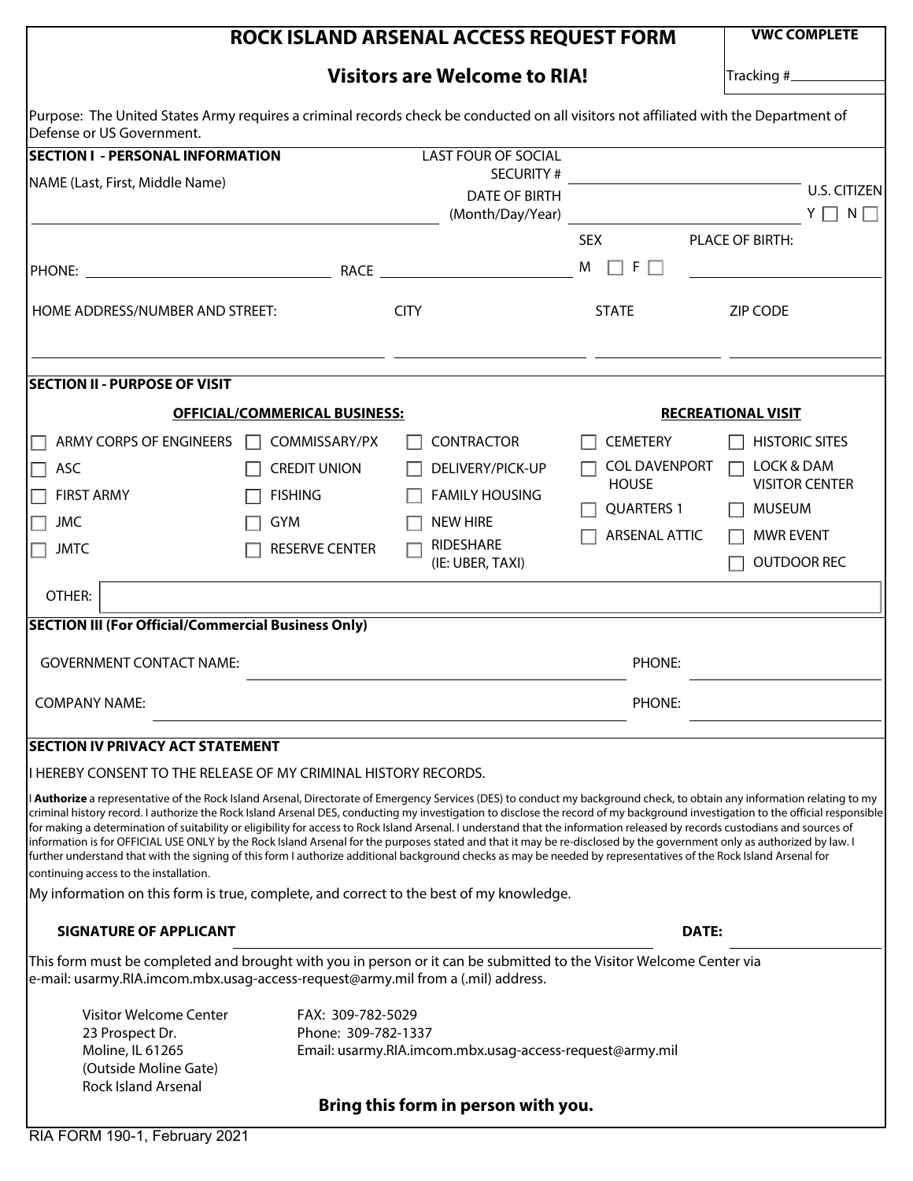# ROCK ISLAND ARSENAL ACCESS REQUEST FORM

**VWC COMPLETE**

Tracking #\_\_\_\_\_\_\_\_\_\_

## Visitors are Welcome to RIA!

Purpose: The United States Army requires a criminal records check be conducted on all visitors not affiliated with the Department of Defense or US Government.

### SECTION I - PERSONAL INFORMATION

NAME (Last, First, Middle Name) \_\_\_\_\_\_\_\_\_\_\_\_\_\_\_\_\_\_\_\_

LAST FOUR OF SOCIAL SECURITY # \_\_\_\_\_\_\_\_\_\_

DATE OF BIRTH (Month/Day/Year) \_\_\_\_\_\_\_\_\_\_

U.S. CITIZEN Y ☐ N ☐

PHONE: \_\_\_\_\_\_\_\_\_\_ RACE \_\_\_\_\_\_\_\_\_\_

SEX M ☐ F ☐

PLACE OF BIRTH: \_\_\_\_\_\_\_\_\_\_

| HOME ADDRESS/NUMBER AND STREET: | CITY | STATE | ZIP CODE |
|---|---|---|---|
| | | | |

### SECTION II - PURPOSE OF VISIT

**OFFICIAL/COMMERICAL BUSINESS:**

- ☐ ARMY CORPS OF ENGINEERS
- ☐ ASC
- ☐ FIRST ARMY
- ☐ JMC
- ☐ JMTC
- ☐ COMMISSARY/PX
- ☐ CREDIT UNION
- ☐ FISHING
- ☐ GYM
- ☐ RESERVE CENTER
- ☐ CONTRACTOR
- ☐ DELIVERY/PICK-UP
- ☐ FAMILY HOUSING
- ☐ NEW HIRE
- ☐ RIDESHARE (IE: UBER, TAXI)

**RECREATIONAL VISIT**

- ☐ CEMETERY
- ☐ COL DAVENPORT HOUSE
- ☐ QUARTERS 1
- ☐ ARSENAL ATTIC
- ☐ HISTORIC SITES
- ☐ LOCK & DAM VISITOR CENTER
- ☐ MUSEUM
- ☐ MWR EVENT
- ☐ OUTDOOR REC

OTHER: \_\_\_\_\_\_\_\_\_\_

### SECTION III (For Official/Commercial Business Only)

GOVERNMENT CONTACT NAME: \_\_\_\_\_\_\_\_\_\_ PHONE: \_\_\_\_\_\_\_\_\_\_

COMPANY NAME: \_\_\_\_\_\_\_\_\_\_ PHONE: \_\_\_\_\_\_\_\_\_\_

### SECTION IV PRIVACY ACT STATEMENT

I HEREBY CONSENT TO THE RELEASE OF MY CRIMINAL HISTORY RECORDS.

I **Authorize** a representative of the Rock Island Arsenal, Directorate of Emergency Services (DES) to conduct my background check, to obtain any information relating to my criminal history record. I authorize the Rock Island Arsenal DES, conducting my investigation to disclose the record of my background investigation to the official responsible for making a determination of suitability or eligibility for access to Rock Island Arsenal. I understand that the information released by records custodians and sources of information is for OFFICIAL USE ONLY by the Rock Island Arsenal for the purposes stated and that it may be re-disclosed by the government only as authorized by law. I further understand that with the signing of this form I authorize additional background checks as may be needed by representatives of the Rock Island Arsenal for continuing access to the installation.

My information on this form is true, complete, and correct to the best of my knowledge.

**SIGNATURE OF APPLICANT** \_\_\_\_\_\_\_\_\_\_ **DATE:** \_\_\_\_\_\_\_\_\_\_

This form must be completed and brought with you in person or it can be submitted to the Visitor Welcome Center via e-mail: usarmy.RIA.imcom.mbx.usag-access-request@army.mil from a (.mil) address.

Visitor Welcome Center
23 Prospect Dr.
Moline, IL 61265
(Outside Moline Gate)
Rock Island Arsenal

FAX: 309-782-5029
Phone: 309-782-1337
Email: usarmy.RIA.imcom.mbx.usag-access-request@army.mil

**Bring this form in person with you.**

RIA FORM 190-1, February 2021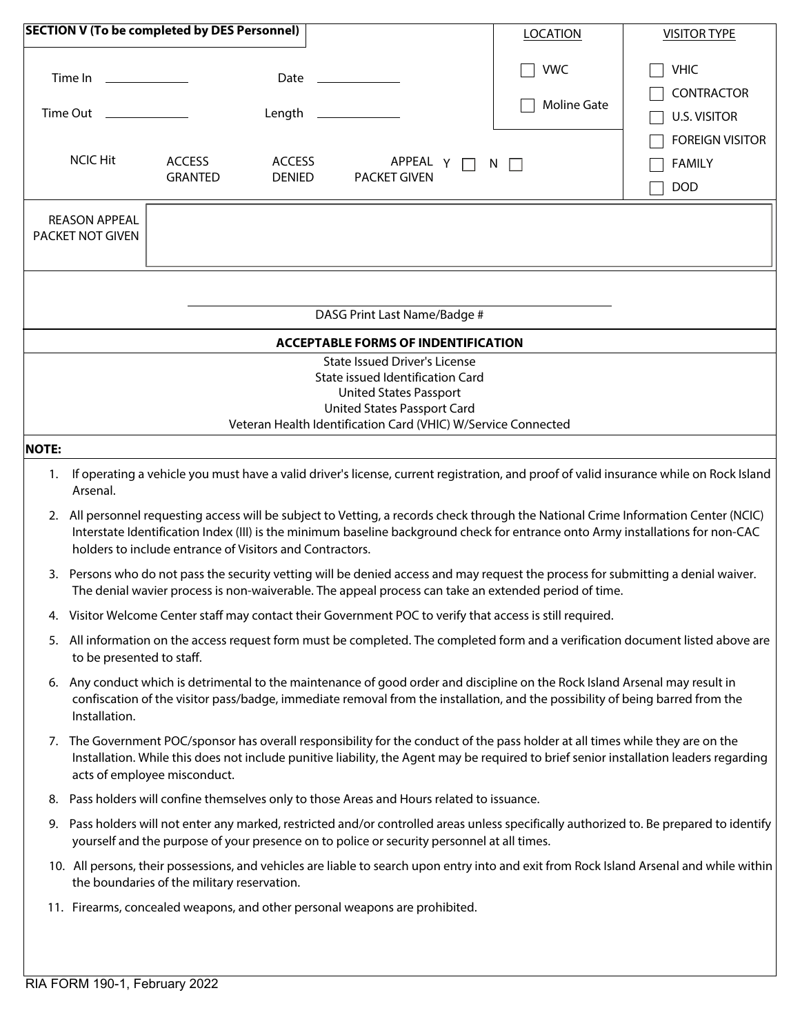**SECTION V (To be completed by DES Personnel)**

Time In ____________  Date ____________

Time Out ____________  Length ____________

NCIC Hit  ACCESS GRANTED  ACCESS DENIED  APPEAL PACKET GIVEN Y ☐ N ☐

LOCATION
- ☐ VWC
- ☐ Moline Gate

VISITOR TYPE
- ☐ VHIC
- ☐ CONTRACTOR
- ☐ U.S. VISITOR
- ☐ FOREIGN VISITOR
- ☐ FAMILY
- ☐ DOD

REASON APPEAL PACKET NOT GIVEN ____________

____________________________
DASG Print Last Name/Badge #

**ACCEPTABLE FORMS OF INDENTIFICATION**

State Issued Driver's License
State issued Identification Card
United States Passport
United States Passport Card
Veteran Health Identification Card (VHIC) W/Service Connected

**NOTE:**

1. If operating a vehicle you must have a valid driver's license, current registration, and proof of valid insurance while on Rock Island Arsenal.
2. All personnel requesting access will be subject to Vetting, a records check through the National Crime Information Center (NCIC) Interstate Identification Index (III) is the minimum baseline background check for entrance onto Army installations for non-CAC holders to include entrance of Visitors and Contractors.
3. Persons who do not pass the security vetting will be denied access and may request the process for submitting a denial waiver. The denial wavier process is non-waiverable. The appeal process can take an extended period of time.
4. Visitor Welcome Center staff may contact their Government POC to verify that access is still required.
5. All information on the access request form must be completed. The completed form and a verification document listed above are to be presented to staff.
6. Any conduct which is detrimental to the maintenance of good order and discipline on the Rock Island Arsenal may result in confiscation of the visitor pass/badge, immediate removal from the installation, and the possibility of being barred from the Installation.
7. The Government POC/sponsor has overall responsibility for the conduct of the pass holder at all times while they are on the Installation. While this does not include punitive liability, the Agent may be required to brief senior installation leaders regarding acts of employee misconduct.
8. Pass holders will confine themselves only to those Areas and Hours related to issuance.
9. Pass holders will not enter any marked, restricted and/or controlled areas unless specifically authorized to. Be prepared to identify yourself and the purpose of your presence on to police or security personnel at all times.
10. All persons, their possessions, and vehicles are liable to search upon entry into and exit from Rock Island Arsenal and while within the boundaries of the military reservation.
11. Firearms, concealed weapons, and other personal weapons are prohibited.

RIA FORM 190-1, February 2022